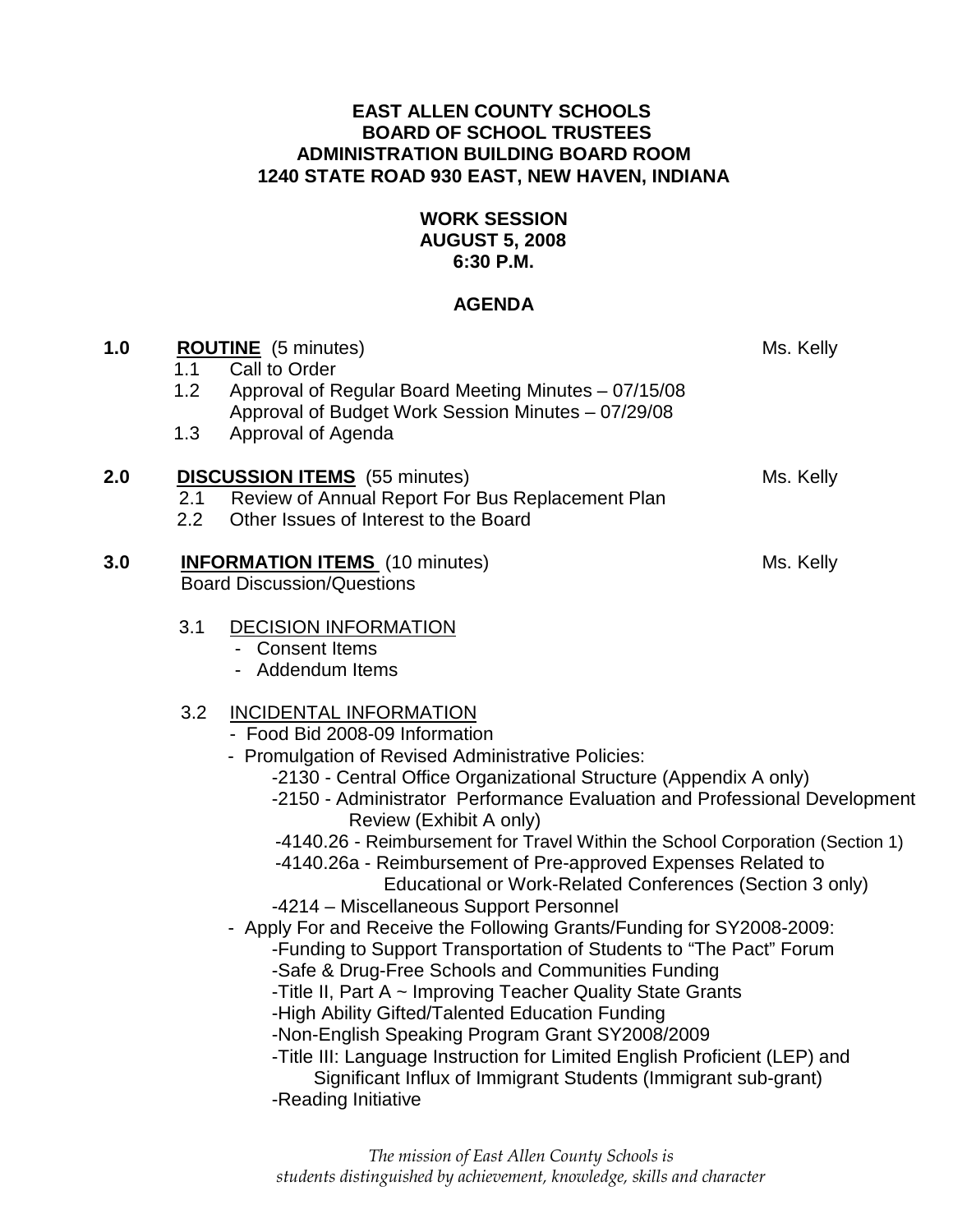**EAST ALLEN COUNTY SCHOOLS**
**BOARD OF SCHOOL TRUSTEES**
**ADMINISTRATION BUILDING BOARD ROOM**
**1240 STATE ROAD 930 EAST, NEW HAVEN, INDIANA**

**WORK SESSION**
**AUGUST 5, 2008**
**6:30 P.M.**

**AGENDA**

**1.0 ROUTINE** (5 minutes) — Ms. Kelly

- 1.1 Call to Order
- 1.2 Approval of Regular Board Meeting Minutes – 07/15/08
  Approval of Budget Work Session Minutes – 07/29/08
- 1.3 Approval of Agenda

**2.0 DISCUSSION ITEMS** (55 minutes) — Ms. Kelly

- 2.1 Review of Annual Report For Bus Replacement Plan
- 2.2 Other Issues of Interest to the Board

**3.0 INFORMATION ITEMS** (10 minutes) — Ms. Kelly

Board Discussion/Questions

- 3.1 DECISION INFORMATION
  - Consent Items
  - Addendum Items

- 3.2 INCIDENTAL INFORMATION
  - Food Bid 2008-09 Information
  - Promulgation of Revised Administrative Policies:
    - 2130 - Central Office Organizational Structure (Appendix A only)
    - 2150 - Administrator Performance Evaluation and Professional Development Review (Exhibit A only)
    - 4140.26 - Reimbursement for Travel Within the School Corporation (Section 1)
    - 4140.26a - Reimbursement of Pre-approved Expenses Related to Educational or Work-Related Conferences (Section 3 only)
    - 4214 – Miscellaneous Support Personnel
  - Apply For and Receive the Following Grants/Funding for SY2008-2009:
    - Funding to Support Transportation of Students to "The Pact" Forum
    - Safe & Drug-Free Schools and Communities Funding
    - Title II, Part A ~ Improving Teacher Quality State Grants
    - High Ability Gifted/Talented Education Funding
    - Non-English Speaking Program Grant SY2008/2009
    - Title III: Language Instruction for Limited English Proficient (LEP) and Significant Influx of Immigrant Students (Immigrant sub-grant)
    - Reading Initiative

*The mission of East Allen County Schools is students distinguished by achievement, knowledge, skills and character*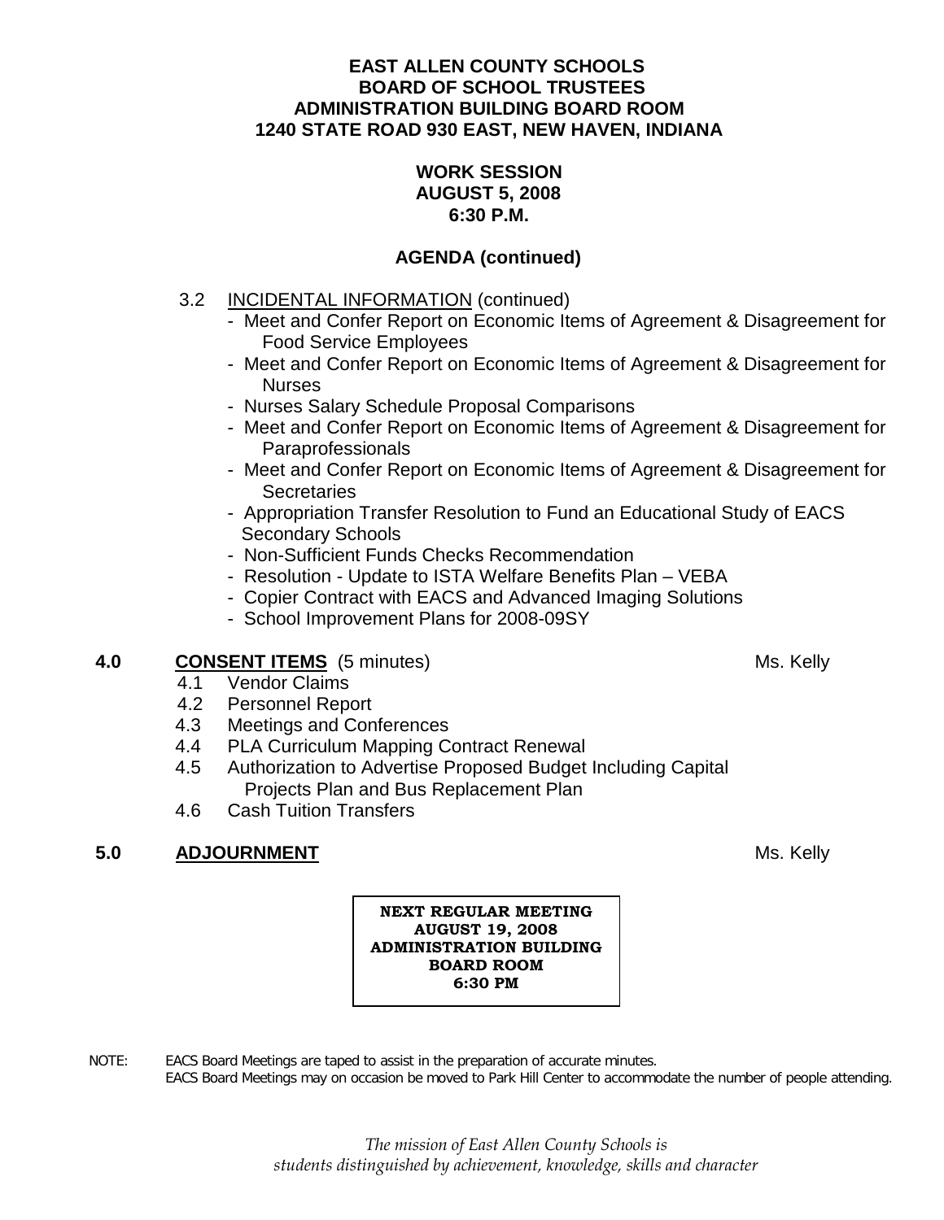**EAST ALLEN COUNTY SCHOOLS**
**BOARD OF SCHOOL TRUSTEES**
**ADMINISTRATION BUILDING BOARD ROOM**
**1240 STATE ROAD 930 EAST, NEW HAVEN, INDIANA**

**WORK SESSION**
**AUGUST 5, 2008**
**6:30 P.M.**

## AGENDA (continued)

3.2 INCIDENTAL INFORMATION (continued)
- Meet and Confer Report on Economic Items of Agreement & Disagreement for Food Service Employees
- Meet and Confer Report on Economic Items of Agreement & Disagreement for Nurses
- Nurses Salary Schedule Proposal Comparisons
- Meet and Confer Report on Economic Items of Agreement & Disagreement for Paraprofessionals
- Meet and Confer Report on Economic Items of Agreement & Disagreement for Secretaries
- Appropriation Transfer Resolution to Fund an Educational Study of EACS Secondary Schools
- Non-Sufficient Funds Checks Recommendation
- Resolution - Update to ISTA Welfare Benefits Plan – VEBA
- Copier Contract with EACS and Advanced Imaging Solutions
- School Improvement Plans for 2008-09SY

**4.0 CONSENT ITEMS** (5 minutes) Ms. Kelly

4.1 Vendor Claims
4.2 Personnel Report
4.3 Meetings and Conferences
4.4 PLA Curriculum Mapping Contract Renewal
4.5 Authorization to Advertise Proposed Budget Including Capital Projects Plan and Bus Replacement Plan
4.6 Cash Tuition Transfers

**5.0 ADJOURNMENT** Ms. Kelly

**NEXT REGULAR MEETING**
**AUGUST 19, 2008**
**ADMINISTRATION BUILDING**
**BOARD ROOM**
**6:30 PM**

NOTE: EACS Board Meetings are taped to assist in the preparation of accurate minutes.
EACS Board Meetings may on occasion be moved to Park Hill Center to accommodate the number of people attending.

*The mission of East Allen County Schools is students distinguished by achievement, knowledge, skills and character*